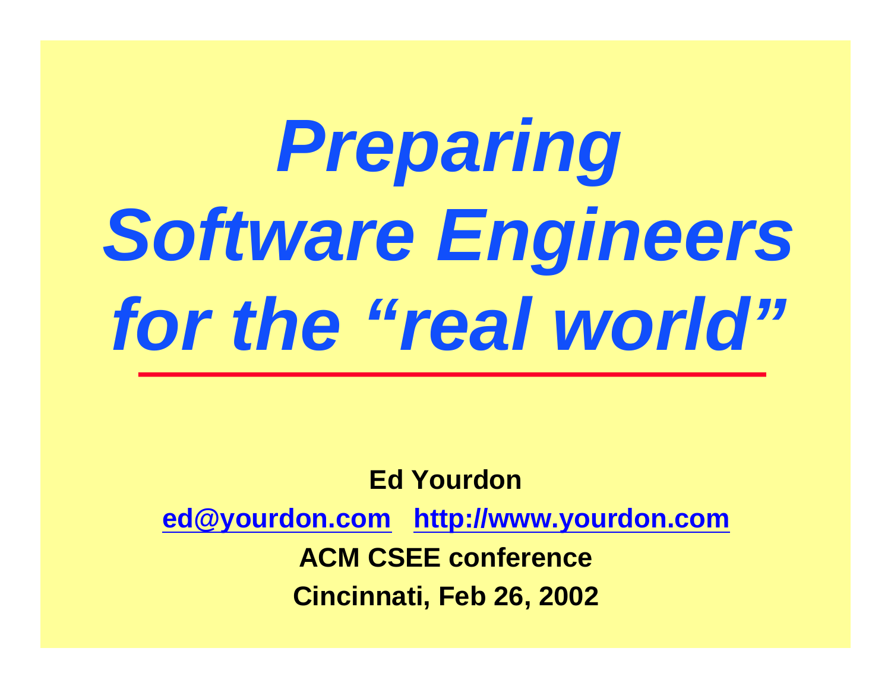# *Preparing Software Engineers for the "real world"*

**Ed Yourdon**

**[ed@yourdon.com](mailto:ed@yourdon.com)** **[http://www.yourdon.com](http://www.yourdon.com)**

**ACM CSEE conference**

**Cincinnati, Feb 26, 2002**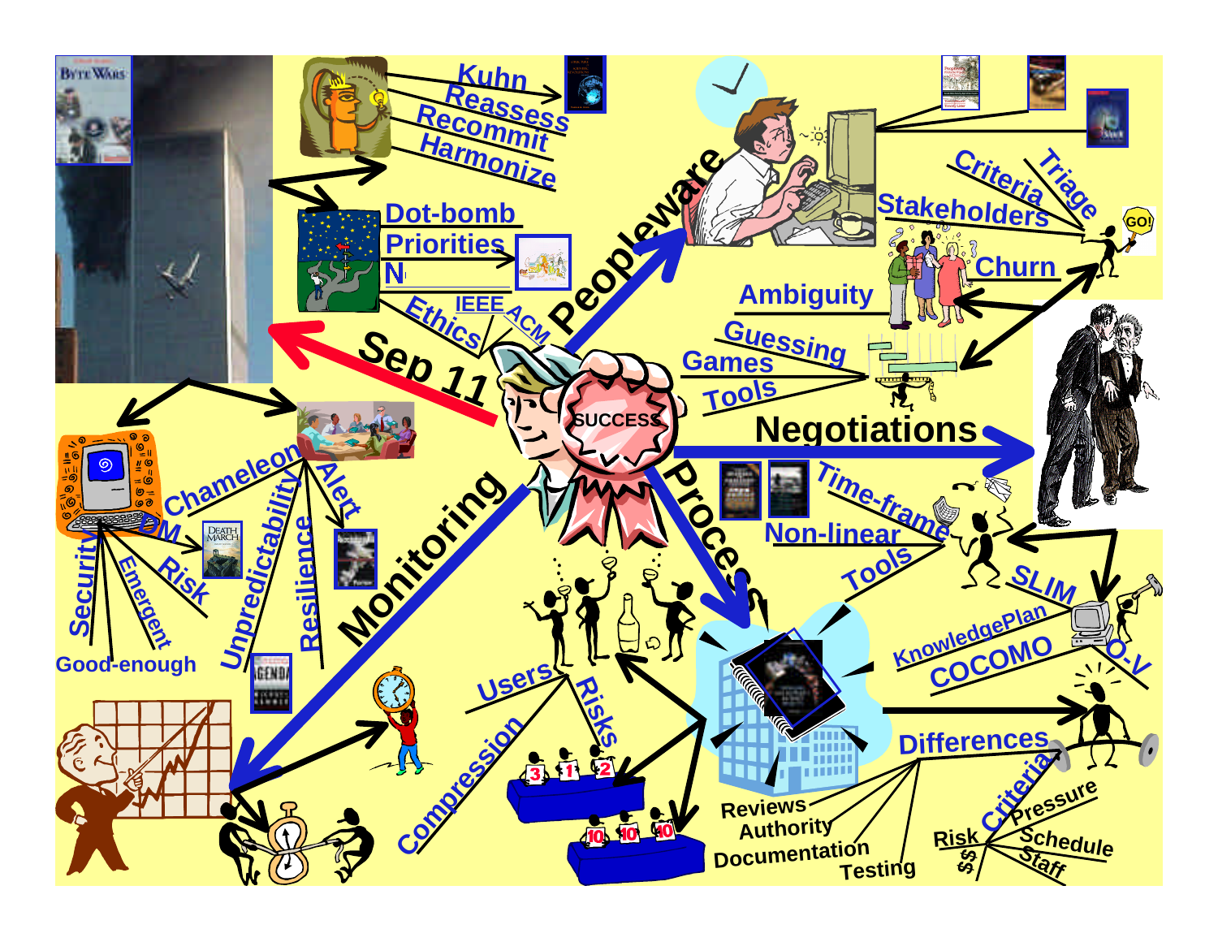SUCCESS

**Sep 11**
- Kuhn
- Reassess
- Recommit
- Harmonize
- Dot-bomb
- Priorities
- N
- Ethics
- IEEE
- ACM

**Peopleware**
- Criteria
- Triage
- Stakeholders
- GO!
- Churn
- Ambiguity
- Guessing
- Games
- Tools

**Negotiations**
- Time-frame
- Non-linear
- Tools
- SLIM
- KnowledgePlan
- COCOMO
- O-V

**Process**
- Differences
- Reviews
- Authority
- Documentation
- Testing
- Risk
- Criteria
- Pressure
- Schedule
- Staff
- $$

**Monitoring**
- Chameleon
- Alert
- OM
- Risk
- Emergent
- Security
- Good-enough
- Unpredictability
- Resilience
- Users
- Risks
- Compression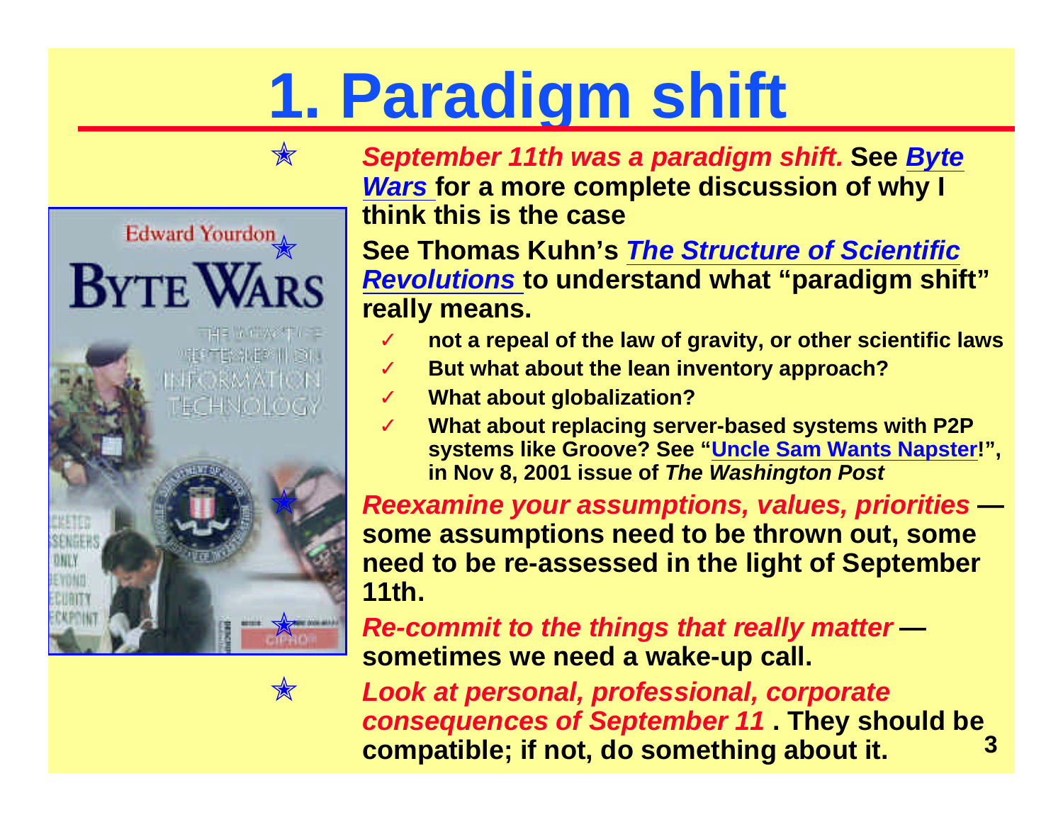# 1. Paradigm shift

- ***September 11th was a paradigm shift.*** **See *Byte Wars* for a more complete discussion of why I think this is the case**
- **See Thomas Kuhn's *The Structure of Scientific Revolutions* to understand what "paradigm shift" really means.**
  - ✓ **not a repeal of the law of gravity, or other scientific laws**
  - ✓ **But what about the lean inventory approach?**
  - ✓ **What about globalization?**
  - ✓ **What about replacing server-based systems with P2P systems like Groove? See "Uncle Sam Wants Napster!", in Nov 8, 2001 issue of *The Washington Post***
- ***Reexamine your assumptions, values, priorities*** **— some assumptions need to be thrown out, some need to be re-assessed in the light of September 11th.**
- ***Re-commit to the things that really matter*** **— sometimes we need a wake-up call.**
- ***Look at personal, professional, corporate consequences of September 11*** **. They should be compatible; if not, do something about it.**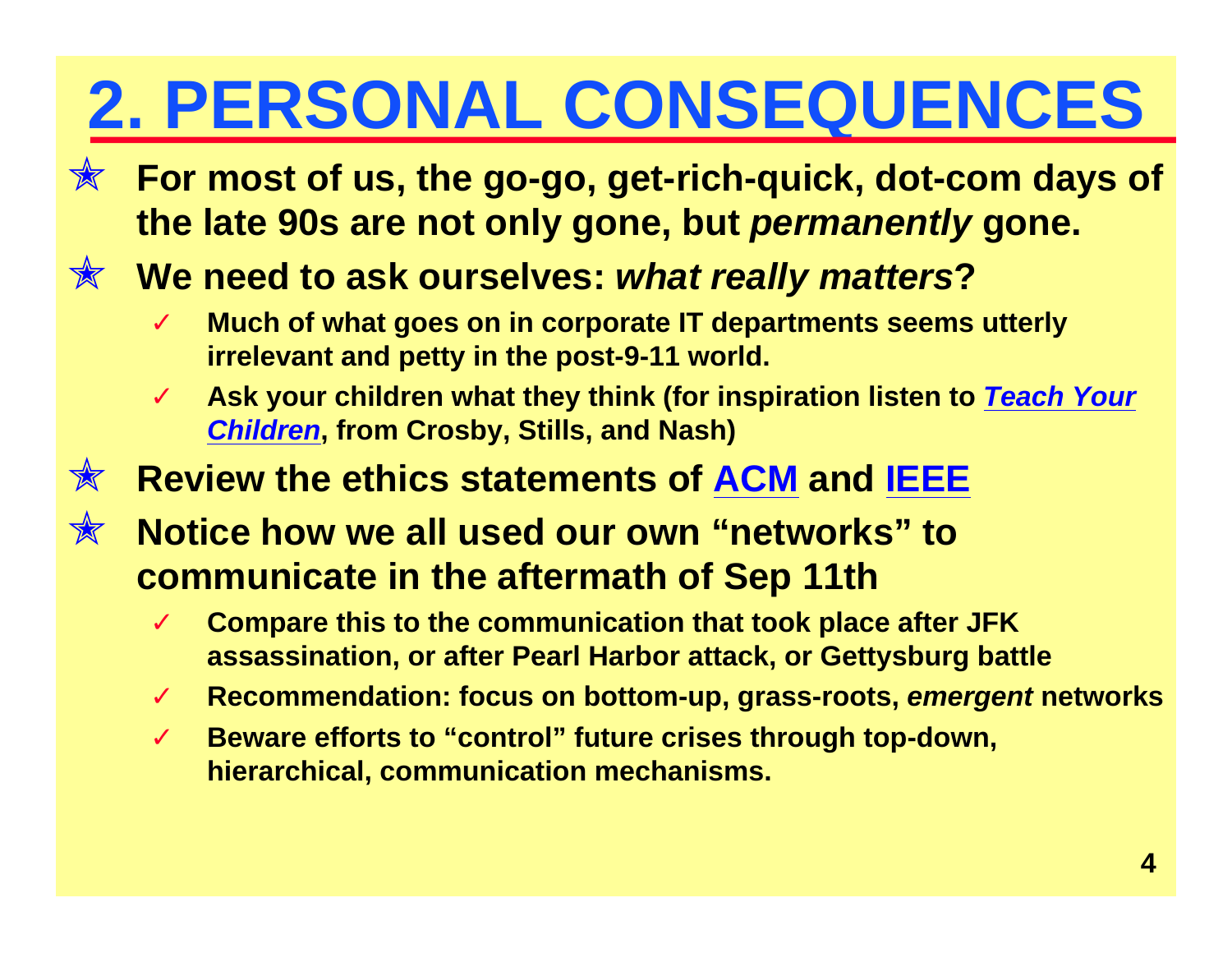# 2. PERSONAL CONSEQUENCES

- **For most of us, the go-go, get-rich-quick, dot-com days of the late 90s are not only gone, but *permanently* gone.**
- **We need to ask ourselves: *what really matters*?**
  - **Much of what goes on in corporate IT departments seems utterly irrelevant and petty in the post-9-11 world.**
  - **Ask your children what they think (for inspiration listen to *Teach Your Children*, from Crosby, Stills, and Nash)**
- **Review the ethics statements of ACM and IEEE**
- **Notice how we all used our own "networks" to communicate in the aftermath of Sep 11th**
  - **Compare this to the communication that took place after JFK assassination, or after Pearl Harbor attack, or Gettysburg battle**
  - **Recommendation: focus on bottom-up, grass-roots, *emergent* networks**
  - **Beware efforts to "control" future crises through top-down, hierarchical, communication mechanisms.**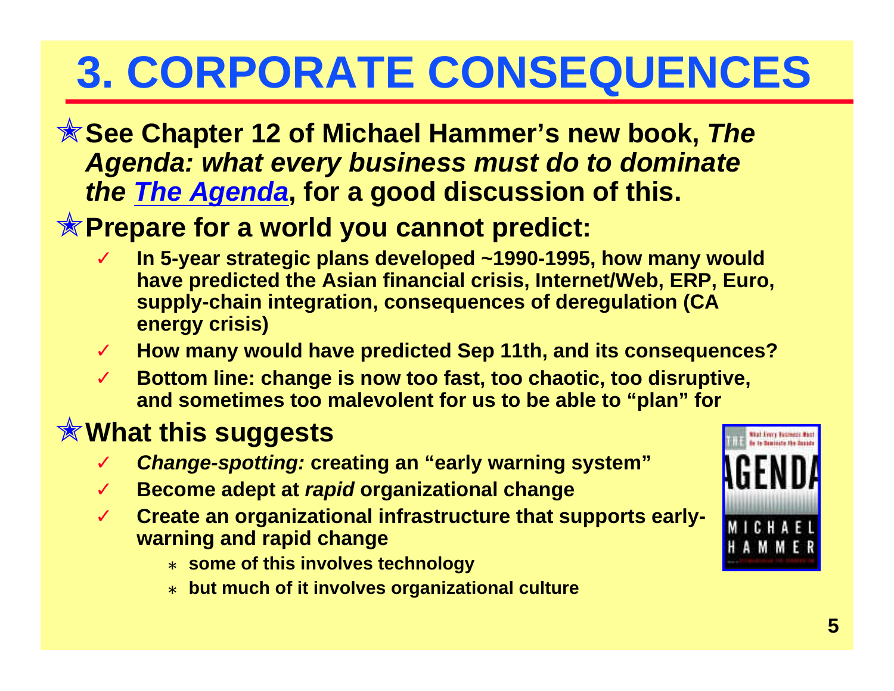# 3. CORPORATE CONSEQUENCES

- **See Chapter 12 of Michael Hammer's new book, *The Agenda: what every business must do to dominate the [The Agenda](#)*, for a good discussion of this.**
- **Prepare for a world you cannot predict:**
  - ✓ **In 5-year strategic plans developed ~1990-1995, how many would have predicted the Asian financial crisis, Internet/Web, ERP, Euro, supply-chain integration, consequences of deregulation (CA energy crisis)**
  - ✓ **How many would have predicted Sep 11th, and its consequences?**
  - ✓ **Bottom line: change is now too fast, too chaotic, too disruptive, and sometimes too malevolent for us to be able to "plan" for**
- **What this suggests**
  - ✓ ***Change-spotting:* creating an "early warning system"**
  - ✓ **Become adept at *rapid* organizational change**
  - ✓ **Create an organizational infrastructure that supports early-warning and rapid change**
    - **some of this involves technology**
    - **but much of it involves organizational culture**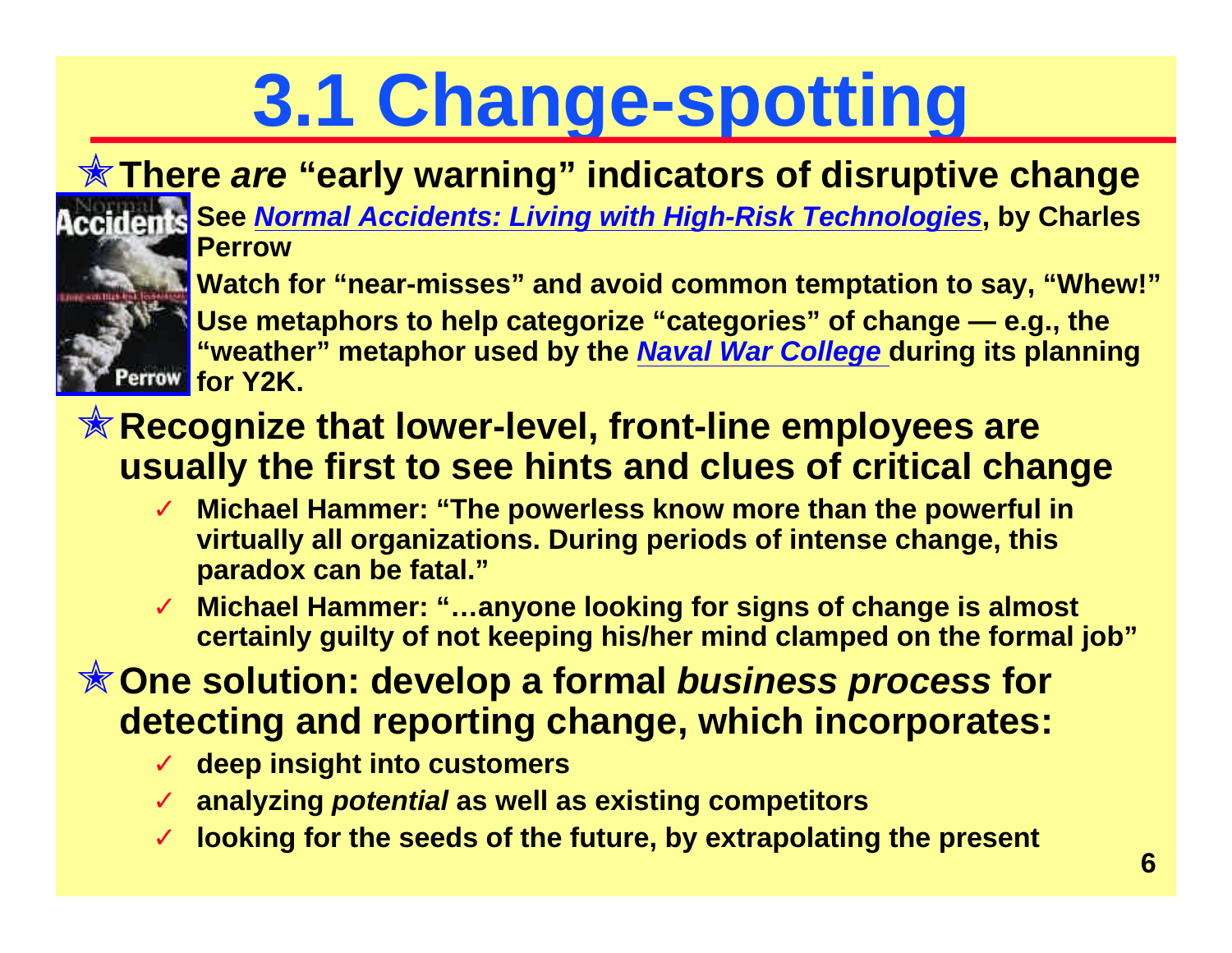# 3.1 Change-spotting

- **There *are* "early warning" indicators of disruptive change**
  - **See *Normal Accidents: Living with High-Risk Technologies*, by Charles Perrow**
  - **Watch for "near-misses" and avoid common temptation to say, "Whew!"**
  - **Use metaphors to help categorize "categories" of change — e.g., the "weather" metaphor used by the *Naval War College* during its planning for Y2K.**
- **Recognize that lower-level, front-line employees are usually the first to see hints and clues of critical change**
  - ✓ **Michael Hammer: "The powerless know more than the powerful in virtually all organizations. During periods of intense change, this paradox can be fatal."**
  - ✓ **Michael Hammer: "…anyone looking for signs of change is almost certainly guilty of not keeping his/her mind clamped on the formal job"**
- **One solution: develop a formal *business process* for detecting and reporting change, which incorporates:**
  - ✓ **deep insight into customers**
  - ✓ **analyzing *potential* as well as existing competitors**
  - ✓ **looking for the seeds of the future, by extrapolating the present**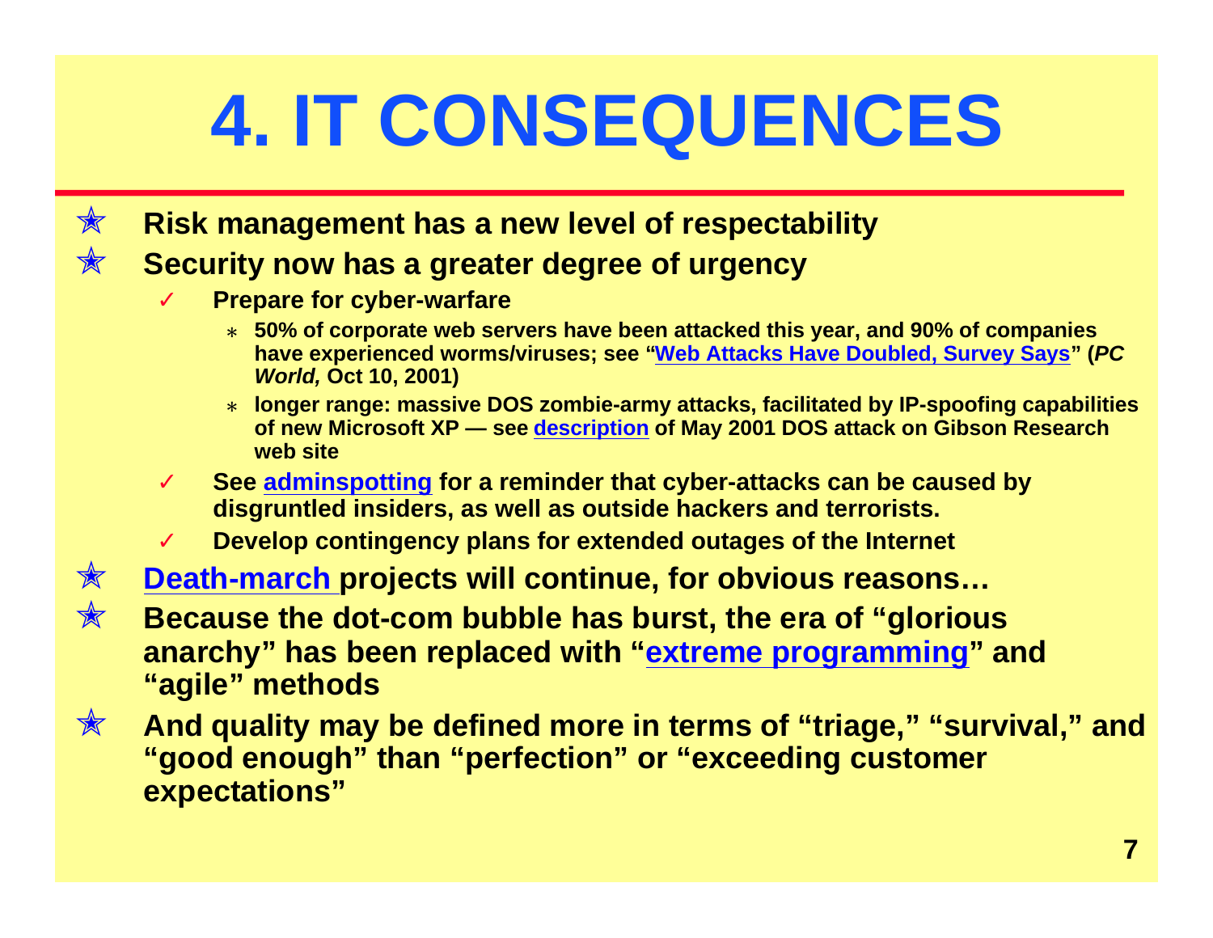# 4. IT CONSEQUENCES

- **Risk management has a new level of respectability**
- **Security now has a greater degree of urgency**
  - **Prepare for cyber-warfare**
    - **50% of corporate web servers have been attacked this year, and 90% of companies have experienced worms/viruses; see "Web Attacks Have Doubled, Survey Says" (*PC World,* Oct 10, 2001)**
    - **longer range: massive DOS zombie-army attacks, facilitated by IP-spoofing capabilities of new Microsoft XP — see description of May 2001 DOS attack on Gibson Research web site**
  - **See adminspotting for a reminder that cyber-attacks can be caused by disgruntled insiders, as well as outside hackers and terrorists.**
  - **Develop contingency plans for extended outages of the Internet**
- **Death-march projects will continue, for obvious reasons…**
- **Because the dot-com bubble has burst, the era of "glorious anarchy" has been replaced with "extreme programming" and "agile" methods**
- **And quality may be defined more in terms of "triage," "survival," and "good enough" than "perfection" or "exceeding customer expectations"**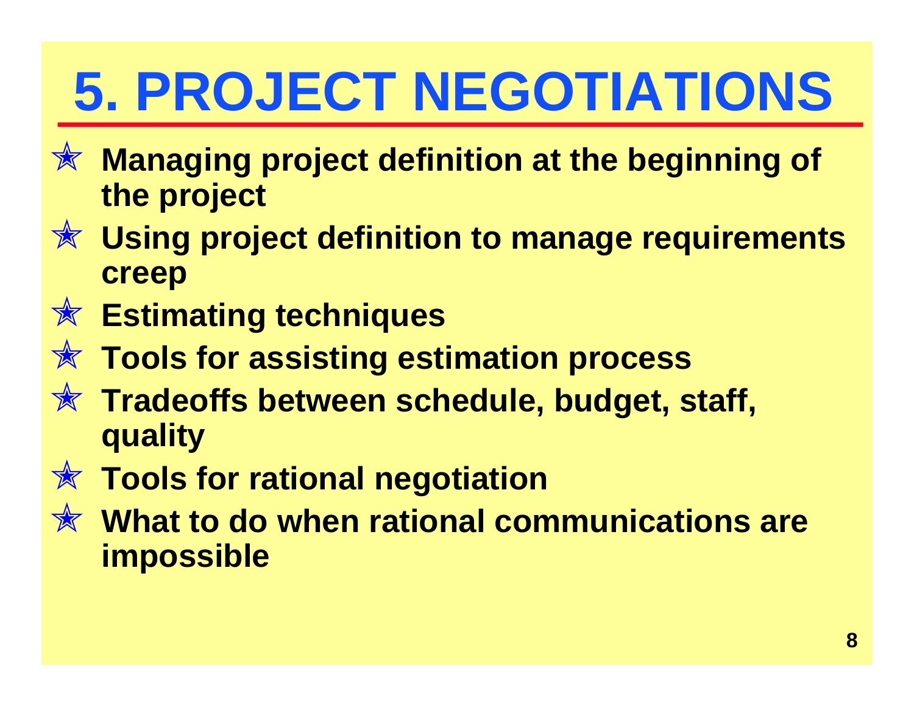# 5. PROJECT NEGOTIATIONS

- **Managing project definition at the beginning of the project**
- **Using project definition to manage requirements creep**
- **Estimating techniques**
- **Tools for assisting estimation process**
- **Tradeoffs between schedule, budget, staff, quality**
- **Tools for rational negotiation**
- **What to do when rational communications are impossible**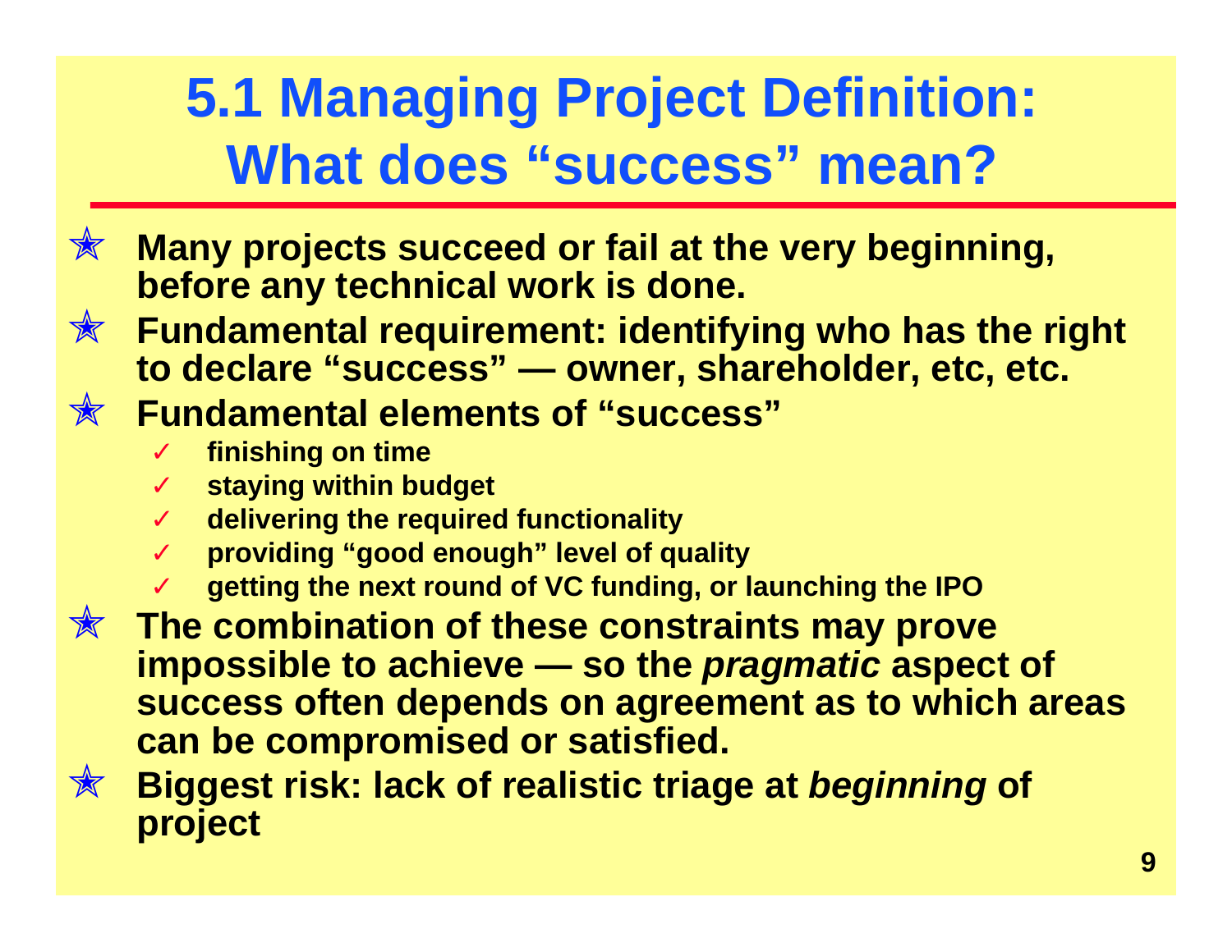# 5.1 Managing Project Definition: What does "success" mean?

- **Many projects succeed or fail at the very beginning, before any technical work is done.**
- **Fundamental requirement: identifying who has the right to declare "success" — owner, shareholder, etc, etc.**
- **Fundamental elements of "success"**
  - **finishing on time**
  - **staying within budget**
  - **delivering the required functionality**
  - **providing "good enough" level of quality**
  - **getting the next round of VC funding, or launching the IPO**
- **The combination of these constraints may prove impossible to achieve — so the *pragmatic* aspect of success often depends on agreement as to which areas can be compromised or satisfied.**
- **Biggest risk: lack of realistic triage at *beginning* of project**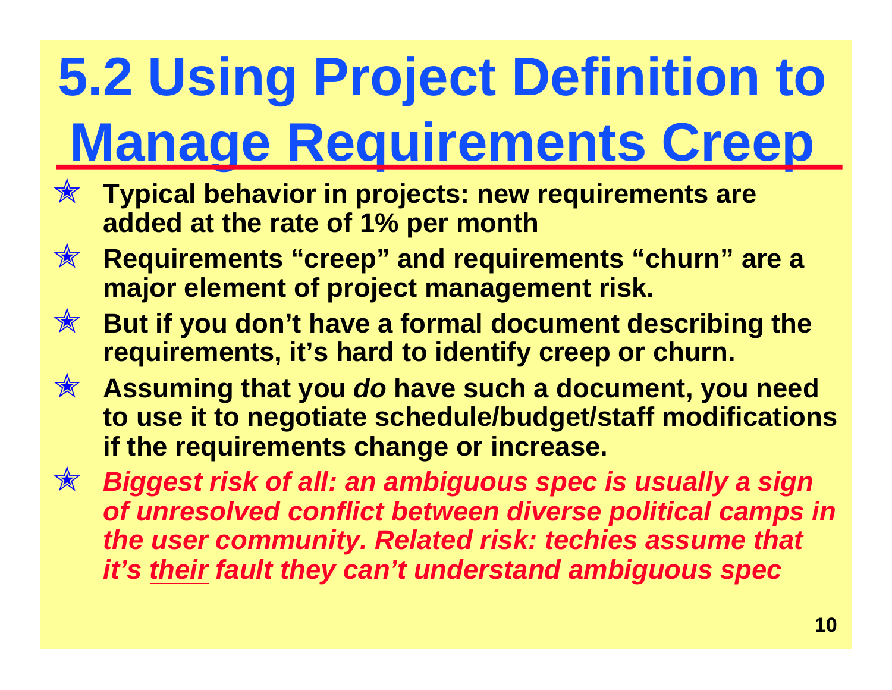# 5.2 Using Project Definition to Manage Requirements Creep

- **Typical behavior in projects: new requirements are added at the rate of 1% per month**
- **Requirements “creep” and requirements “churn” are a major element of project management risk.**
- **But if you don’t have a formal document describing the requirements, it’s hard to identify creep or churn.**
- **Assuming that you *do* have such a document, you need to use it to negotiate schedule/budget/staff modifications if the requirements change or increase.**
- ***Biggest risk of all: an ambiguous spec is usually a sign of unresolved conflict between diverse political camps in the user community. Related risk: techies assume that it’s <u>their</u> fault they can’t understand ambiguous spec***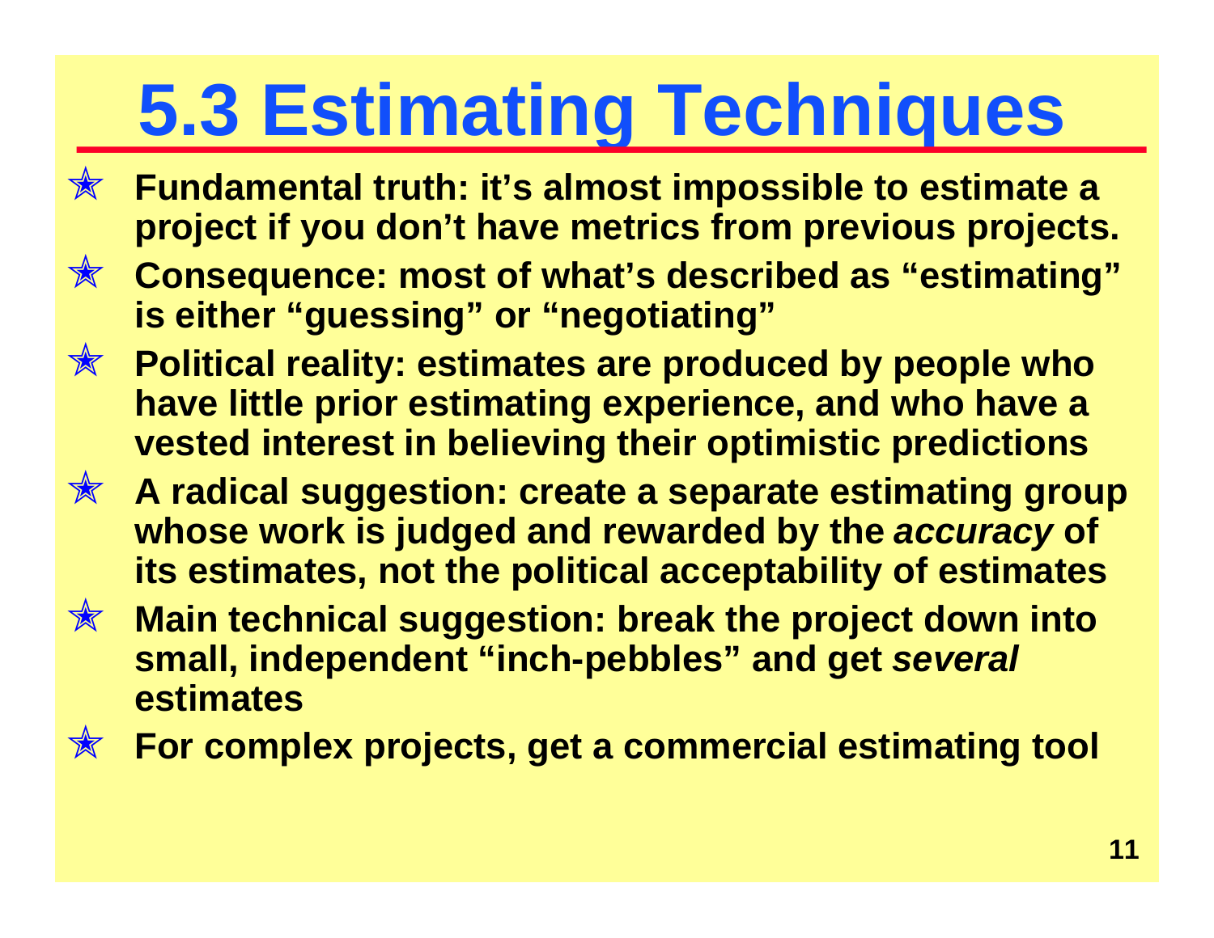# 5.3 Estimating Techniques

- **Fundamental truth: it's almost impossible to estimate a project if you don't have metrics from previous projects.**
- **Consequence: most of what's described as "estimating" is either "guessing" or "negotiating"**
- **Political reality: estimates are produced by people who have little prior estimating experience, and who have a vested interest in believing their optimistic predictions**
- **A radical suggestion: create a separate estimating group whose work is judged and rewarded by the *accuracy* of its estimates, not the political acceptability of estimates**
- **Main technical suggestion: break the project down into small, independent "inch-pebbles" and get *several* estimates**
- **For complex projects, get a commercial estimating tool**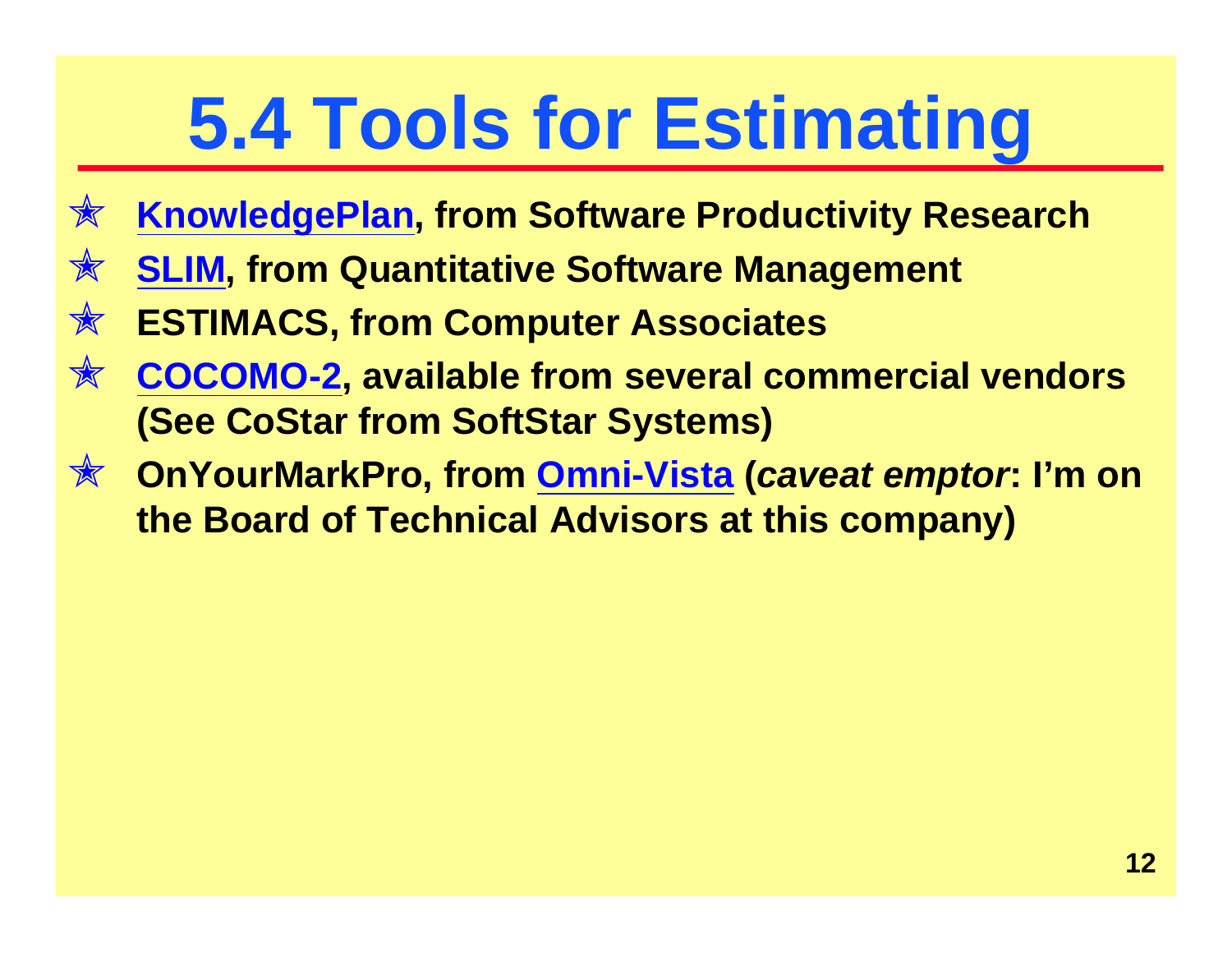# 5.4 Tools for Estimating

- **KnowledgePlan, from Software Productivity Research**
- **SLIM, from Quantitative Software Management**
- **ESTIMACS, from Computer Associates**
- **COCOMO-2, available from several commercial vendors (See CoStar from SoftStar Systems)**
- **OnYourMarkPro, from Omni-Vista (*caveat emptor*: I'm on the Board of Technical Advisors at this company)**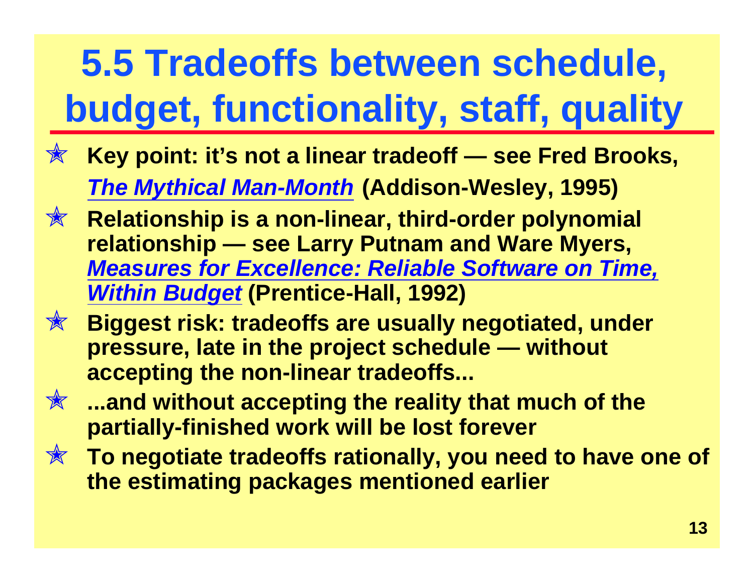# 5.5 Tradeoffs between schedule, budget, functionality, staff, quality

- **Key point: it's not a linear tradeoff — see Fred Brooks, *The Mythical Man-Month* (Addison-Wesley, 1995)**
- **Relationship is a non-linear, third-order polynomial relationship — see Larry Putnam and Ware Myers, *Measures for Excellence: Reliable Software on Time, Within Budget* (Prentice-Hall, 1992)**
- **Biggest risk: tradeoffs are usually negotiated, under pressure, late in the project schedule — without accepting the non-linear tradeoffs...**
- **...and without accepting the reality that much of the partially-finished work will be lost forever**
- **To negotiate tradeoffs rationally, you need to have one of the estimating packages mentioned earlier**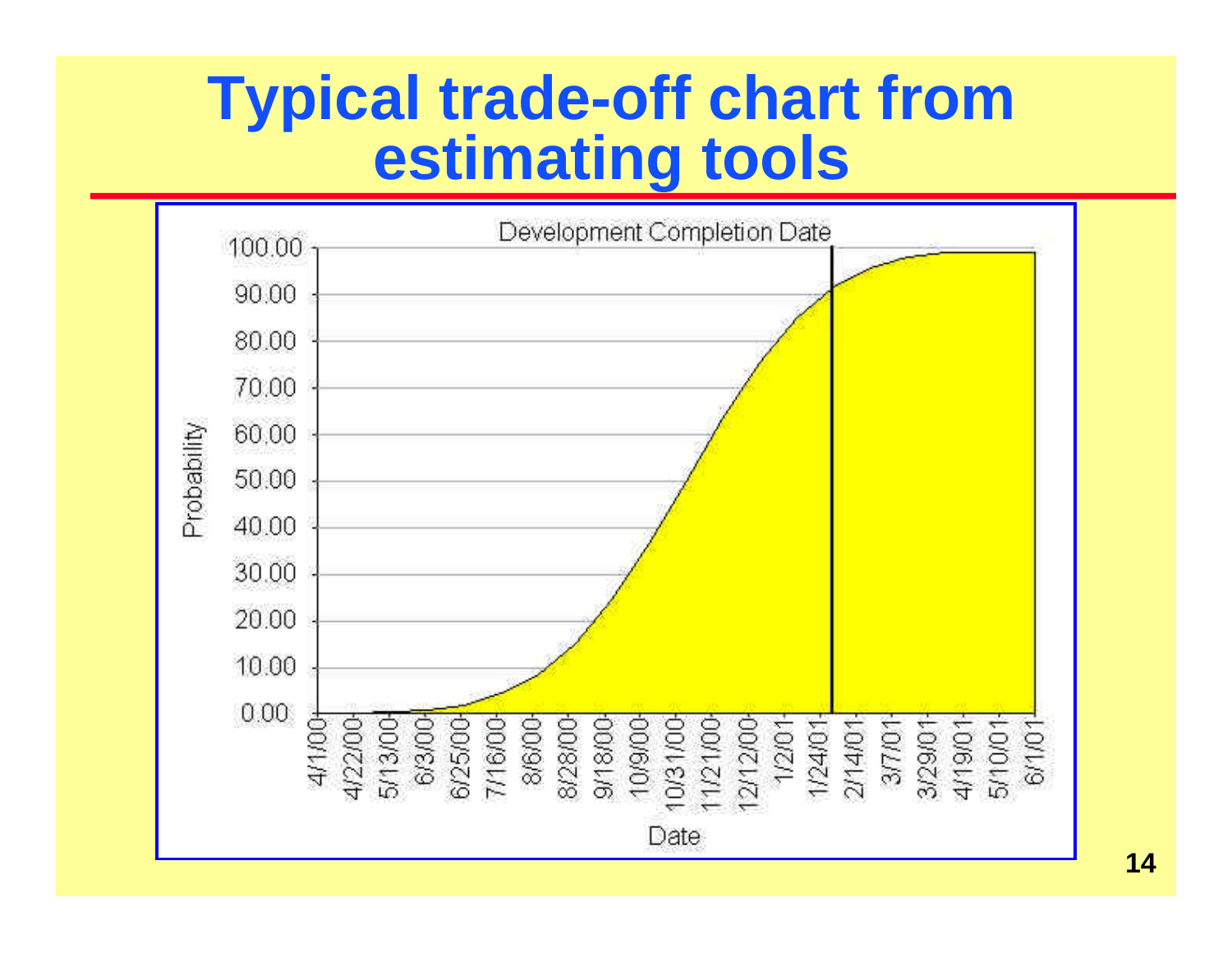# Typical trade-off chart from estimating tools

Development Completion Date

Probability

Date

100.00
90.00
80.00
70.00
60.00
50.00
40.00
30.00
20.00
10.00
0.00

4/1/00 4/22/00 5/13/00 6/3/00 6/25/00 7/16/00 8/6/00 8/28/00 9/18/00 10/9/00 10/31/00 11/21/00 12/12/00 1/2/01 1/24/01 2/14/01 3/7/01 3/29/01 4/19/01 5/10/01 6/1/01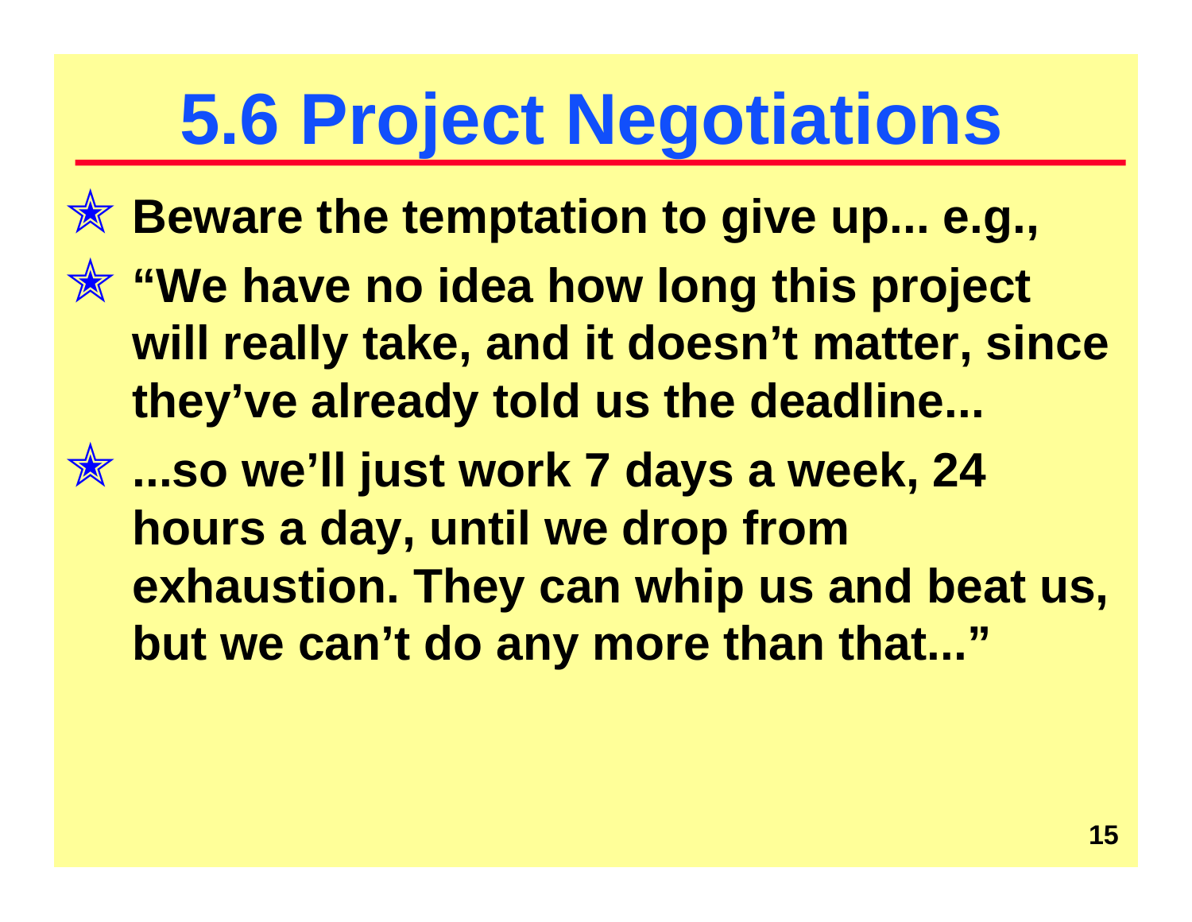# 5.6 Project Negotiations

- **Beware the temptation to give up... e.g.,**
- **“We have no idea how long this project will really take, and it doesn’t matter, since they’ve already told us the deadline...**
- **...so we’ll just work 7 days a week, 24 hours a day, until we drop from exhaustion. They can whip us and beat us, but we can’t do any more than that...”**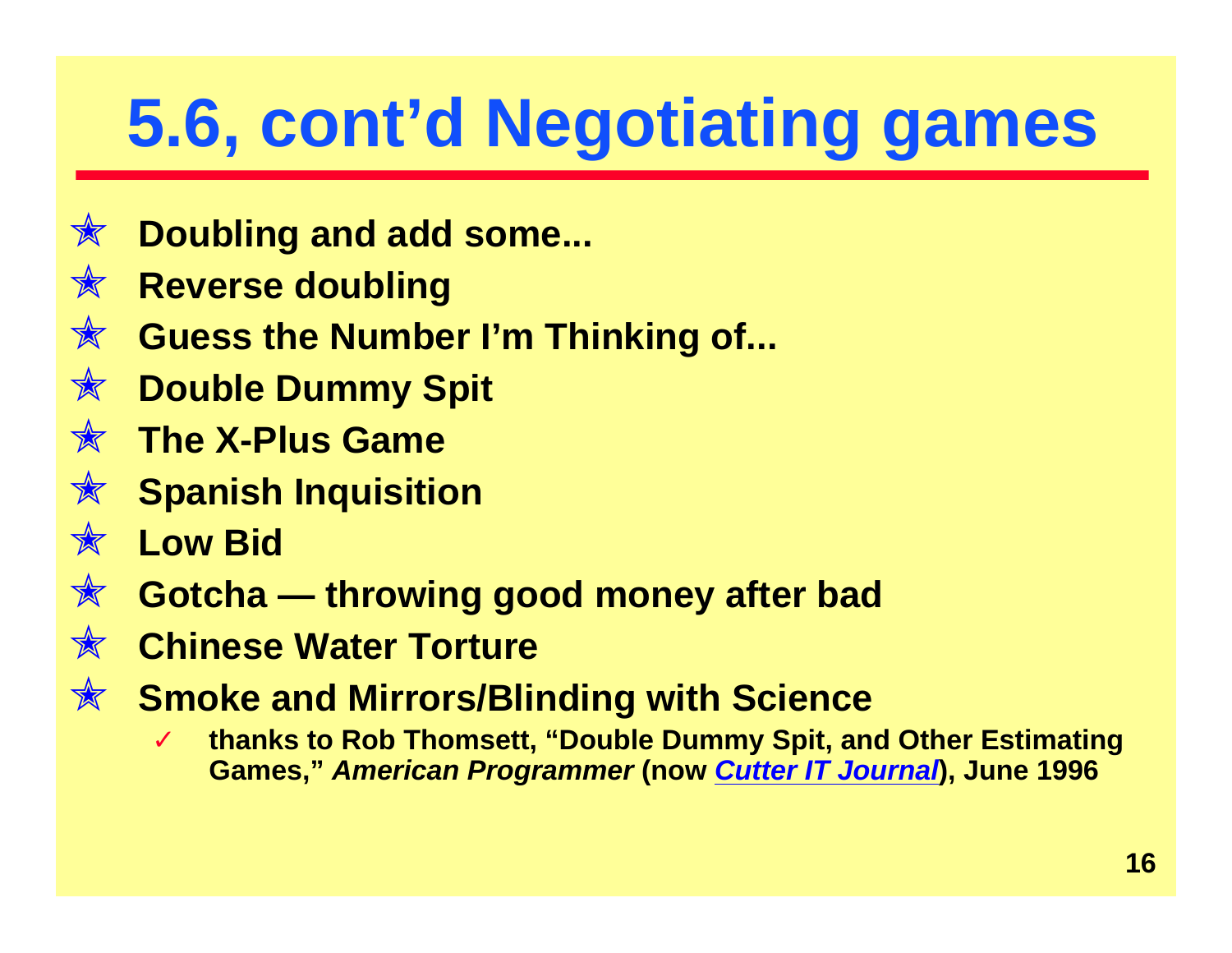# 5.6, cont'd Negotiating games

- **Doubling and add some...**
- **Reverse doubling**
- **Guess the Number I'm Thinking of...**
- **Double Dummy Spit**
- **The X-Plus Game**
- **Spanish Inquisition**
- **Low Bid**
- **Gotcha — throwing good money after bad**
- **Chinese Water Torture**
- **Smoke and Mirrors/Blinding with Science**
  - **thanks to Rob Thomsett, "Double Dummy Spit, and Other Estimating Games,"** ***American Programmer*** **(now** ***Cutter IT Journal*****), June 1996**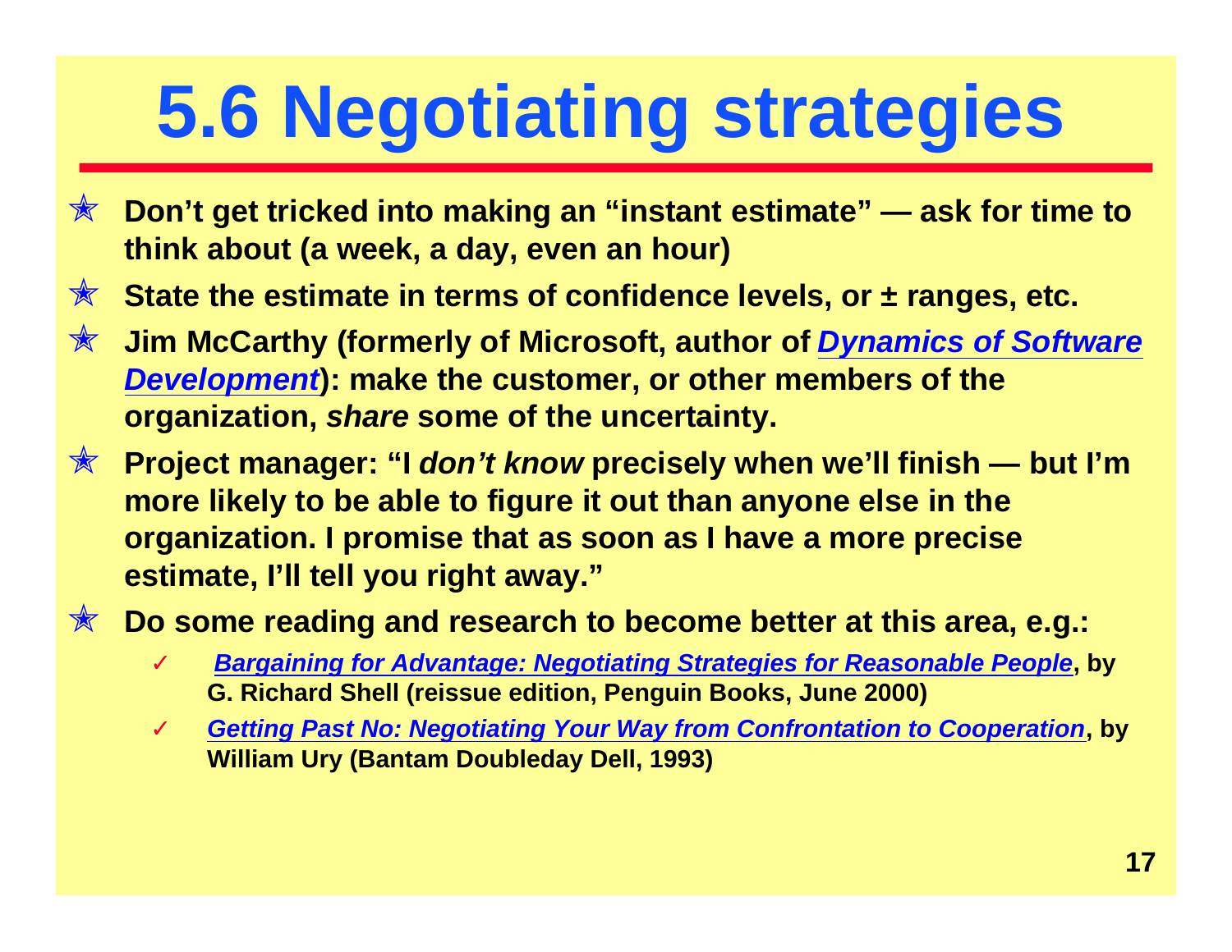# 5.6 Negotiating strategies

- **Don't get tricked into making an "instant estimate" — ask for time to think about (a week, a day, even an hour)**
- **State the estimate in terms of confidence levels, or ± ranges, etc.**
- **Jim McCarthy (formerly of Microsoft, author of *Dynamics of Software Development*): make the customer, or other members of the organization, *share* some of the uncertainty.**
- **Project manager: "I *don't know* precisely when we'll finish — but I'm more likely to be able to figure it out than anyone else in the organization. I promise that as soon as I have a more precise estimate, I'll tell you right away."**
- **Do some reading and research to become better at this area, e.g.:**
  - ✓ ***Bargaining for Advantage: Negotiating Strategies for Reasonable People*, by G. Richard Shell (reissue edition, Penguin Books, June 2000)**
  - ✓ ***Getting Past No: Negotiating Your Way from Confrontation to Cooperation*, by William Ury (Bantam Doubleday Dell, 1993)**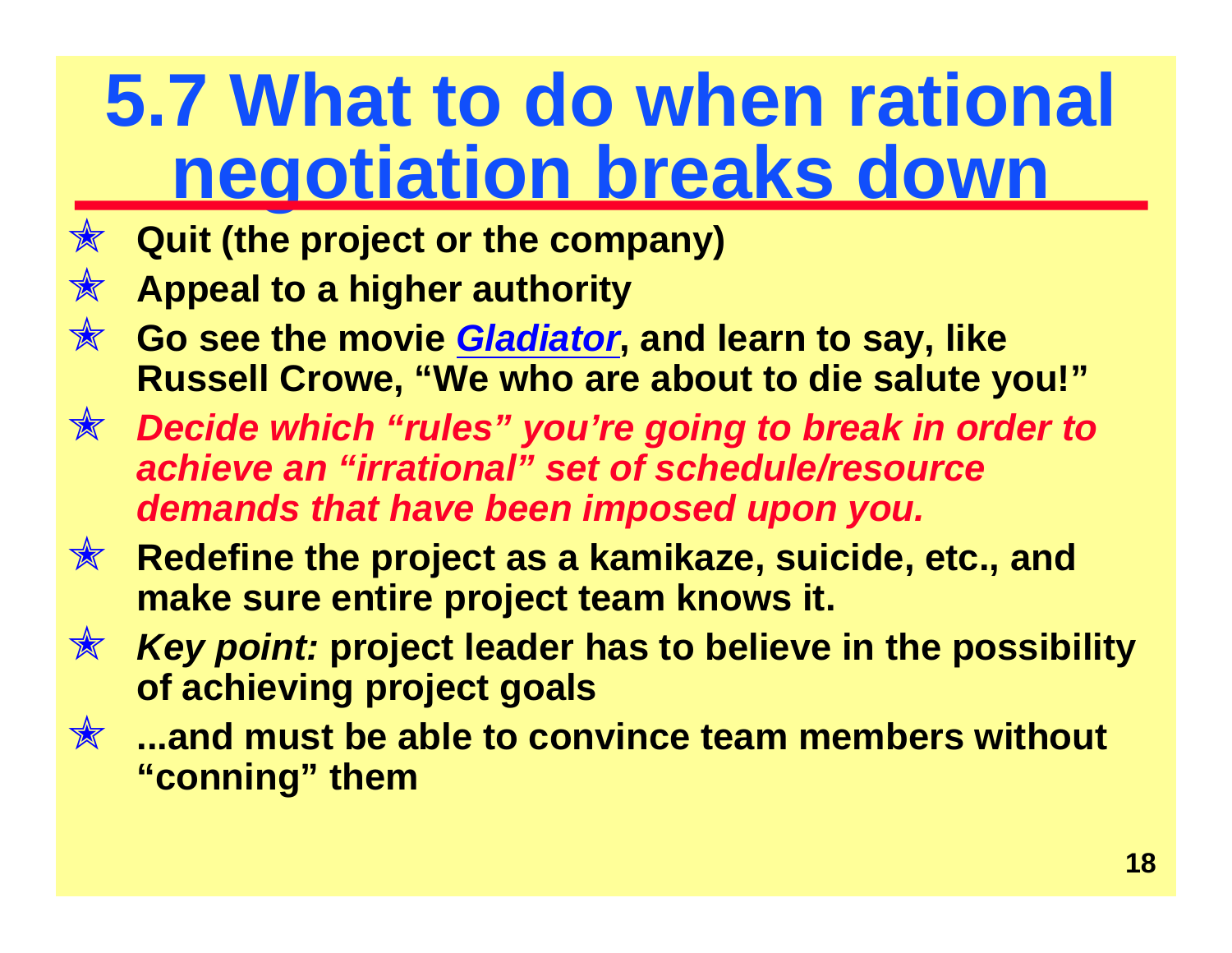# 5.7 What to do when rational negotiation breaks down

- **Quit (the project or the company)**
- **Appeal to a higher authority**
- **Go see the movie *Gladiator*, and learn to say, like Russell Crowe, "We who are about to die salute you!"**
- ***Decide which "rules" you're going to break in order to achieve an "irrational" set of schedule/resource demands that have been imposed upon you.***
- **Redefine the project as a kamikaze, suicide, etc., and make sure entire project team knows it.**
- ***Key point:* project leader has to believe in the possibility of achieving project goals**
- **...and must be able to convince team members without "conning" them**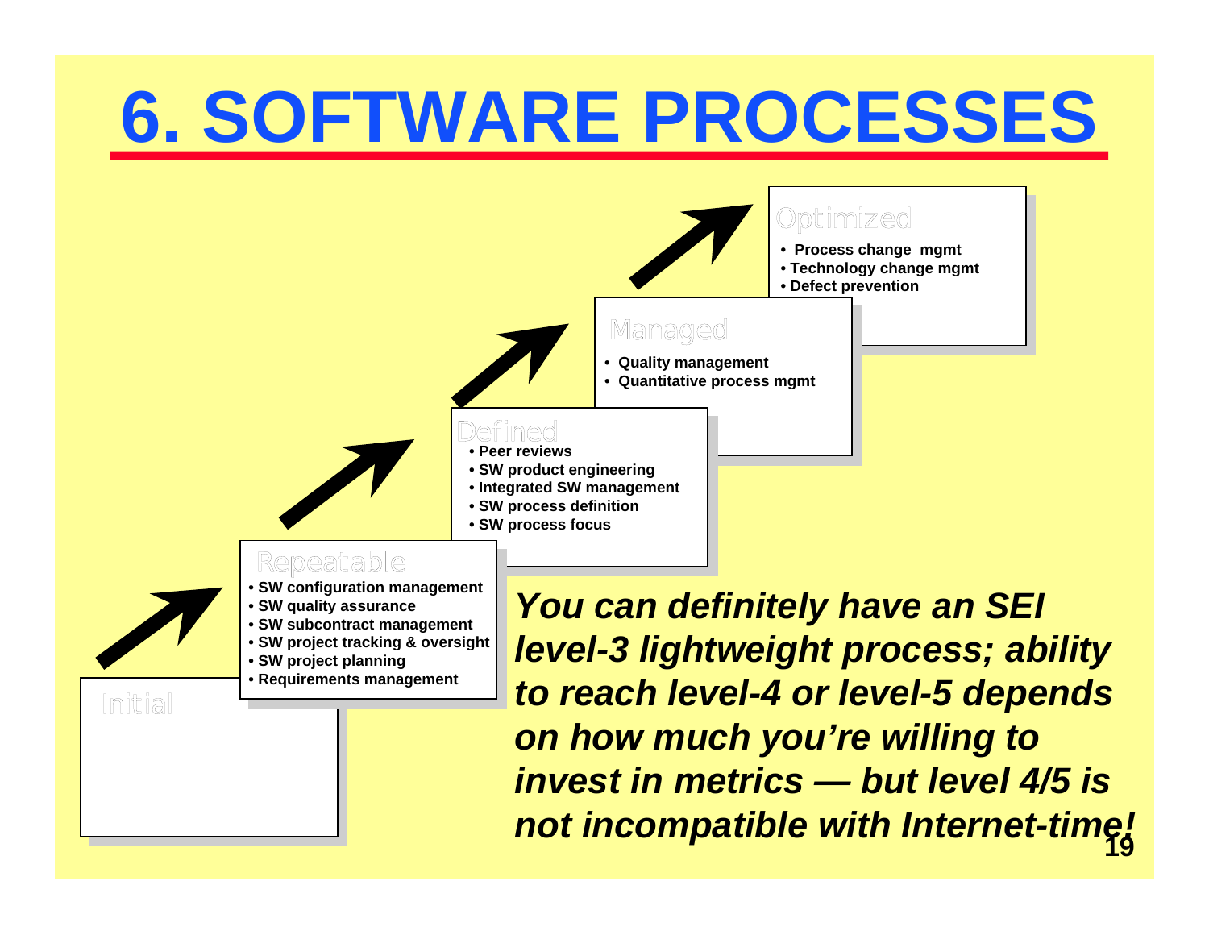# 6. SOFTWARE PROCESSES

**Initial**

**Repeatable**

- SW configuration management
- SW quality assurance
- SW subcontract management
- SW project tracking & oversight
- SW project planning
- Requirements management

**Defined**

- Peer reviews
- SW product engineering
- Integrated SW management
- SW process definition
- SW process focus

**Managed**

- Quality management
- Quantitative process mgmt

**Optimized**

- Process change mgmt
- Technology change mgmt
- Defect prevention

***You can definitely have an SEI level-3 lightweight process; ability to reach level-4 or level-5 depends on how much you're willing to invest in metrics — but level 4/5 is not incompatible with Internet-time!***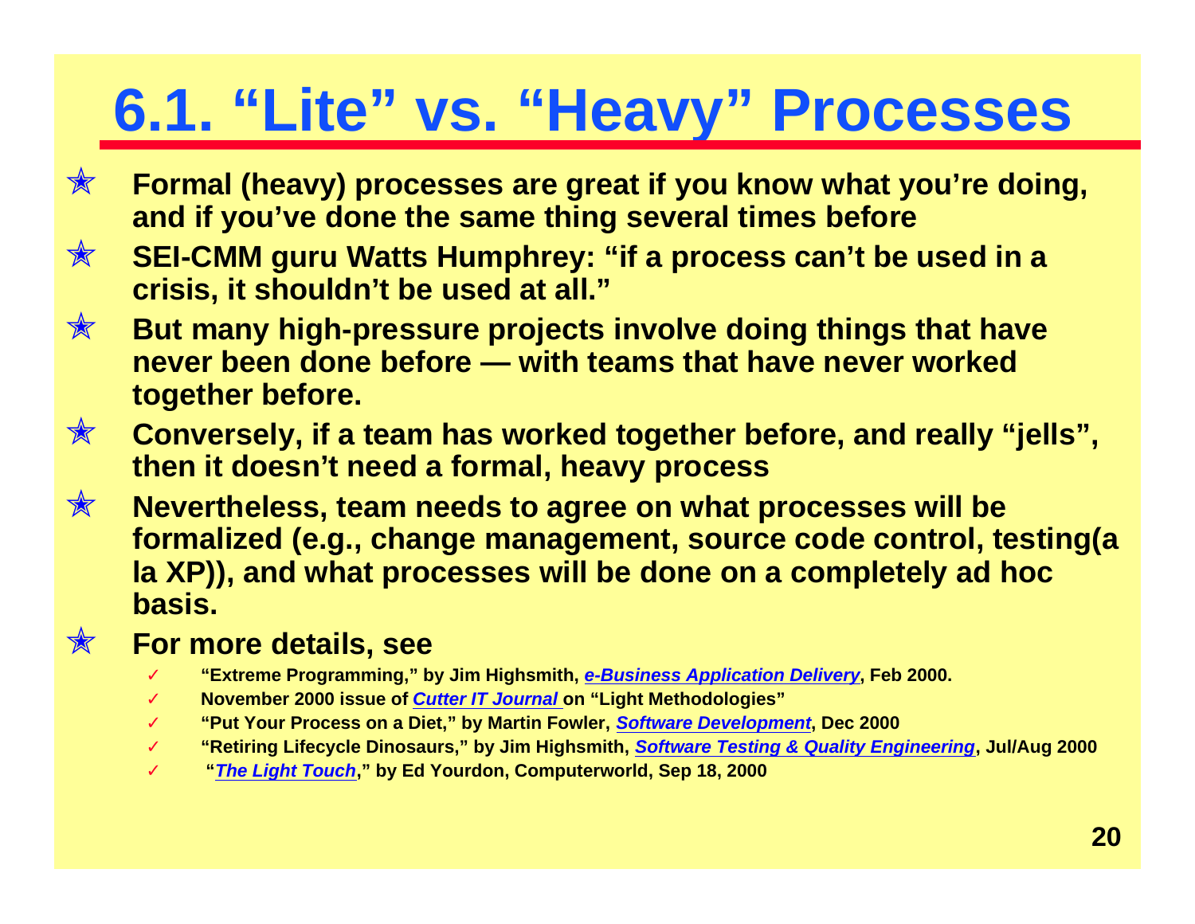# 6.1. "Lite" vs. "Heavy" Processes

- **Formal (heavy) processes are great if you know what you're doing, and if you've done the same thing several times before**
- **SEI-CMM guru Watts Humphrey: "if a process can't be used in a crisis, it shouldn't be used at all."**
- **But many high-pressure projects involve doing things that have never been done before — with teams that have never worked together before.**
- **Conversely, if a team has worked together before, and really "jells", then it doesn't need a formal, heavy process**
- **Nevertheless, team needs to agree on what processes will be formalized (e.g., change management, source code control, testing(a la XP)), and what processes will be done on a completely ad hoc basis.**
- **For more details, see**
  - ✓ **"Extreme Programming," by Jim Highsmith, *e-Business Application Delivery*, Feb 2000.**
  - ✓ **November 2000 issue of *Cutter IT Journal* on "Light Methodologies"**
  - ✓ **"Put Your Process on a Diet," by Martin Fowler, *Software Development*, Dec 2000**
  - ✓ **"Retiring Lifecycle Dinosaurs," by Jim Highsmith, *Software Testing & Quality Engineering*, Jul/Aug 2000**
  - ✓ **"*The Light Touch*," by Ed Yourdon, Computerworld, Sep 18, 2000**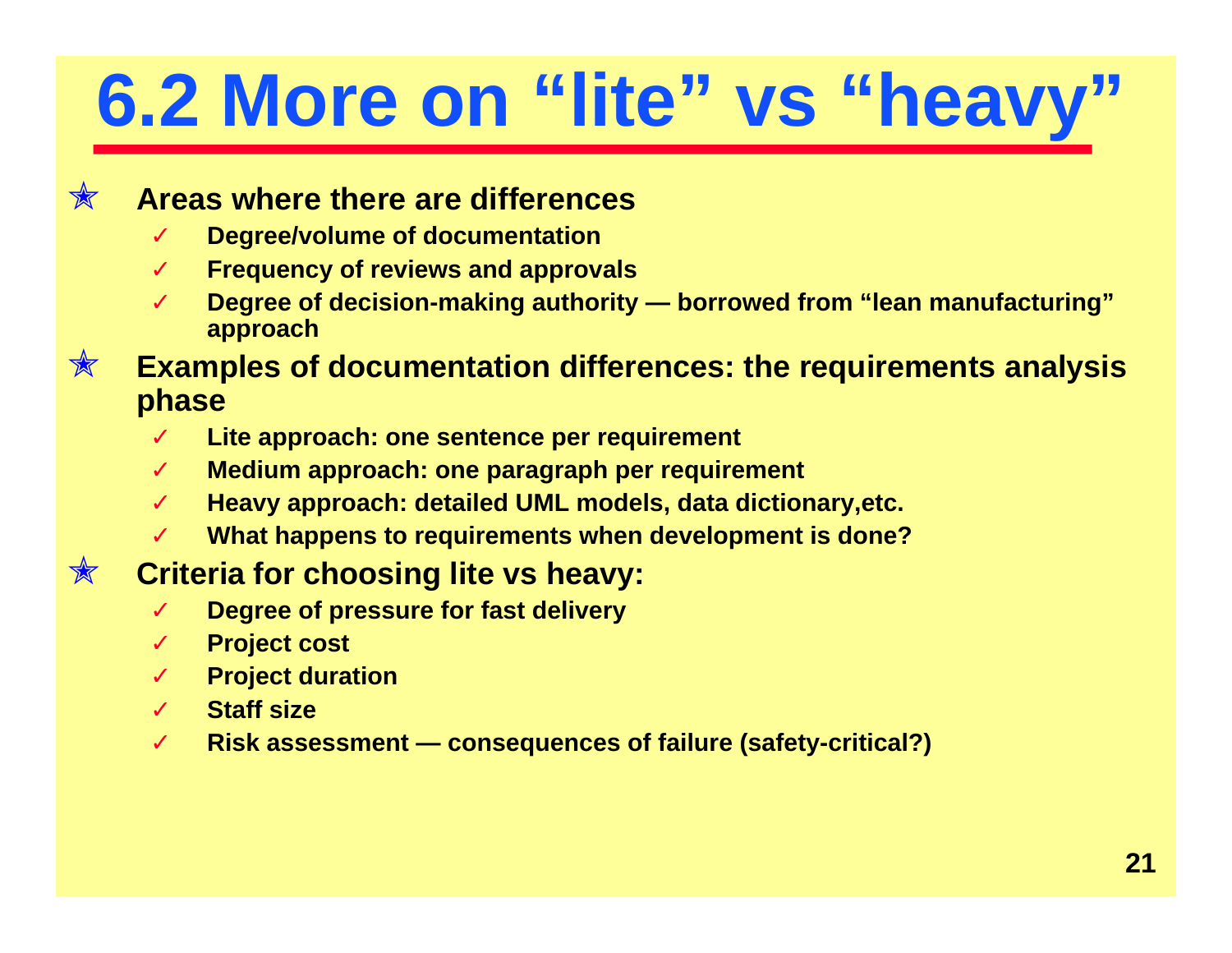# 6.2 More on “lite” vs “heavy”

- **Areas where there are differences**
  - **Degree/volume of documentation**
  - **Frequency of reviews and approvals**
  - **Degree of decision-making authority — borrowed from “lean manufacturing” approach**
- **Examples of documentation differences: the requirements analysis phase**
  - **Lite approach: one sentence per requirement**
  - **Medium approach: one paragraph per requirement**
  - **Heavy approach: detailed UML models, data dictionary,etc.**
  - **What happens to requirements when development is done?**
- **Criteria for choosing lite vs heavy:**
  - **Degree of pressure for fast delivery**
  - **Project cost**
  - **Project duration**
  - **Staff size**
  - **Risk assessment — consequences of failure (safety-critical?)**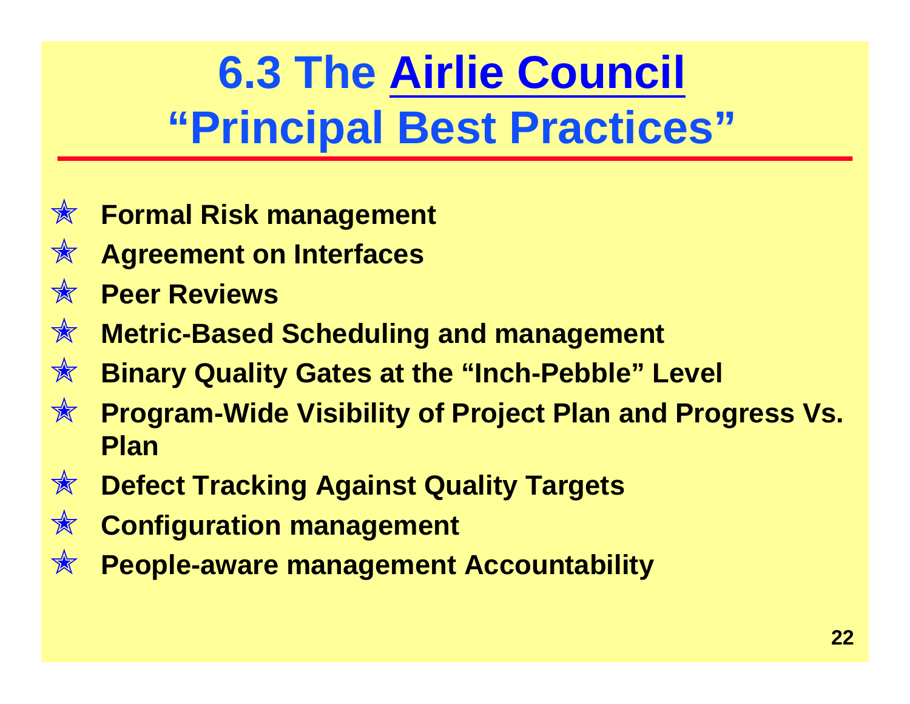# 6.3 The Airlie Council "Principal Best Practices"

- **Formal Risk management**
- **Agreement on Interfaces**
- **Peer Reviews**
- **Metric-Based Scheduling and management**
- **Binary Quality Gates at the "Inch-Pebble" Level**
- **Program-Wide Visibility of Project Plan and Progress Vs. Plan**
- **Defect Tracking Against Quality Targets**
- **Configuration management**
- **People-aware management Accountability**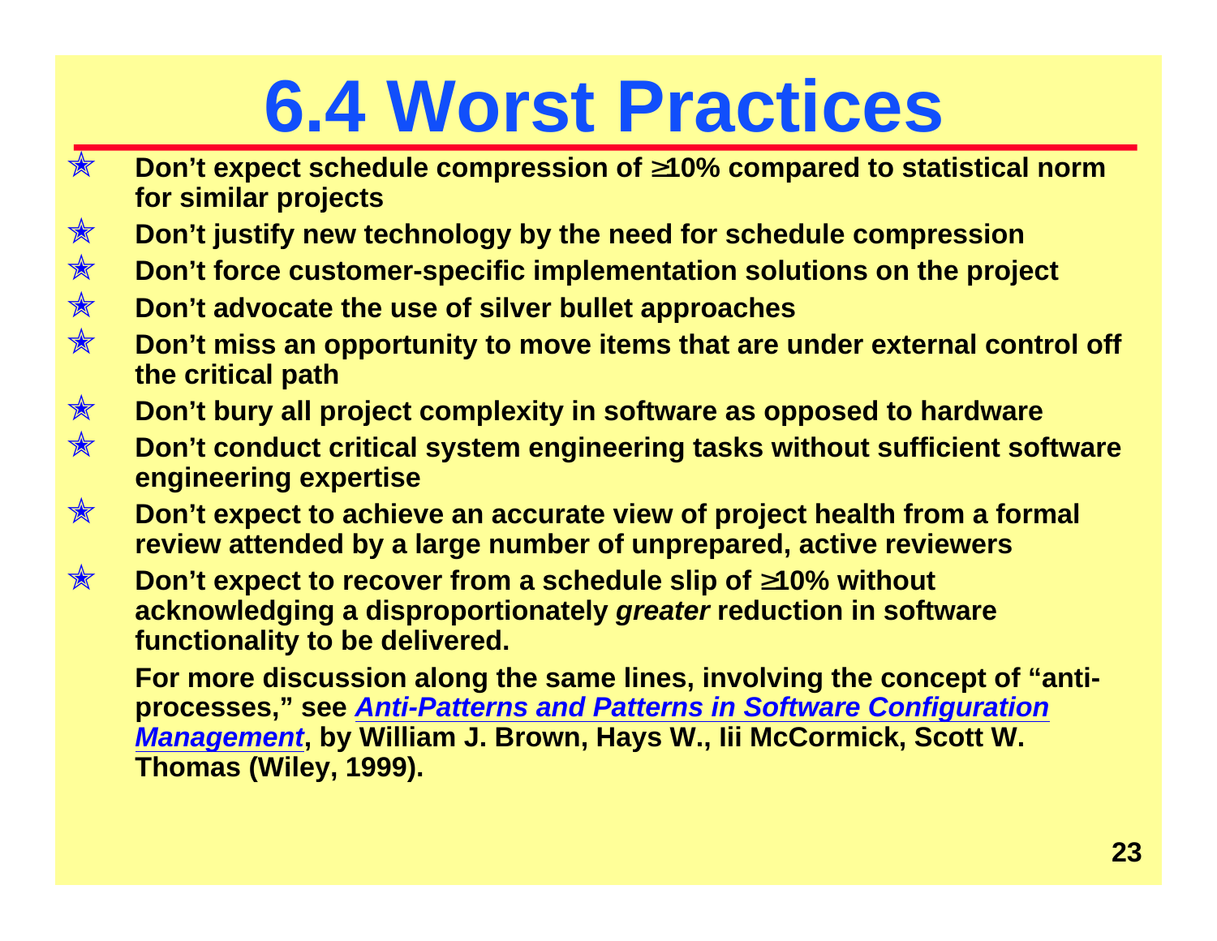# 6.4 Worst Practices

- **Don't expect schedule compression of ≥10% compared to statistical norm for similar projects**
- **Don't justify new technology by the need for schedule compression**
- **Don't force customer-specific implementation solutions on the project**
- **Don't advocate the use of silver bullet approaches**
- **Don't miss an opportunity to move items that are under external control off the critical path**
- **Don't bury all project complexity in software as opposed to hardware**
- **Don't conduct critical system engineering tasks without sufficient software engineering expertise**
- **Don't expect to achieve an accurate view of project health from a formal review attended by a large number of unprepared, active reviewers**
- **Don't expect to recover from a schedule slip of ≥10% without acknowledging a disproportionately *greater* reduction in software functionality to be delivered.**

**For more discussion along the same lines, involving the concept of "anti-processes," see *Anti-Patterns and Patterns in Software Configuration Management*, by William J. Brown, Hays W., Iii McCormick, Scott W. Thomas (Wiley, 1999).**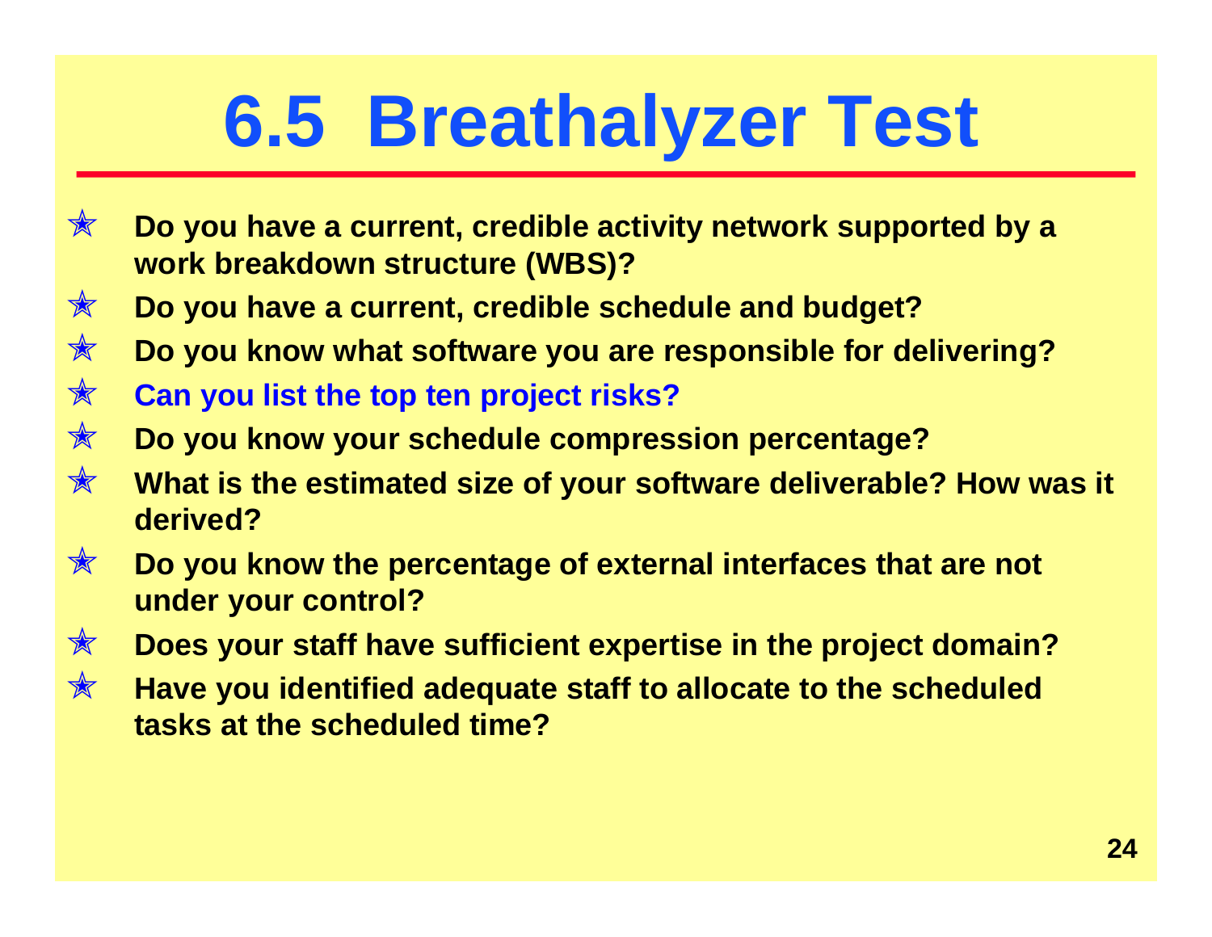# 6.5 Breathalyzer Test

- **Do you have a current, credible activity network supported by a work breakdown structure (WBS)?**
- **Do you have a current, credible schedule and budget?**
- **Do you know what software you are responsible for delivering?**
- **Can you list the top ten project risks?**
- **Do you know your schedule compression percentage?**
- **What is the estimated size of your software deliverable? How was it derived?**
- **Do you know the percentage of external interfaces that are not under your control?**
- **Does your staff have sufficient expertise in the project domain?**
- **Have you identified adequate staff to allocate to the scheduled tasks at the scheduled time?**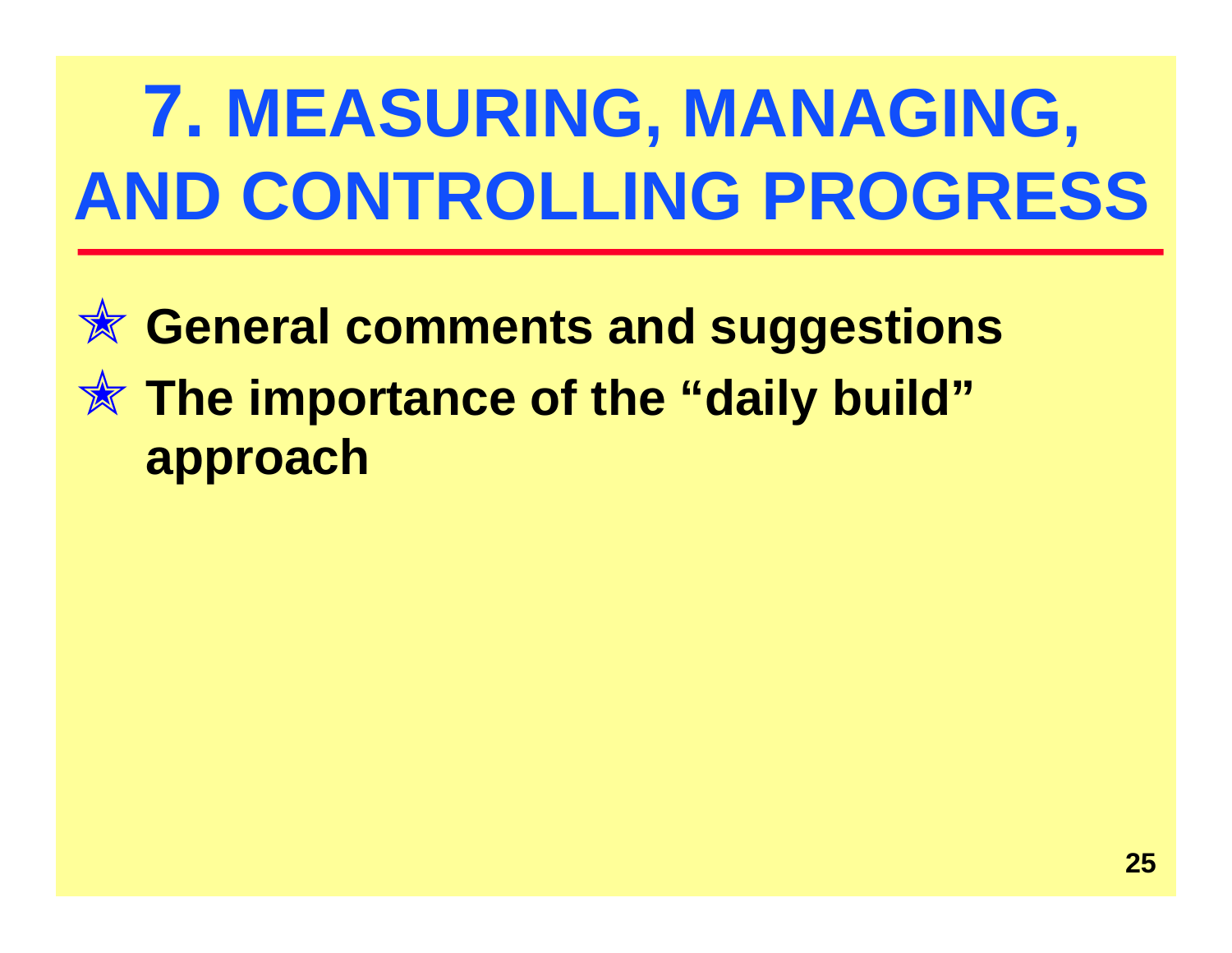# 7. MEASURING, MANAGING, AND CONTROLLING PROGRESS

- **General comments and suggestions**
- **The importance of the “daily build” approach**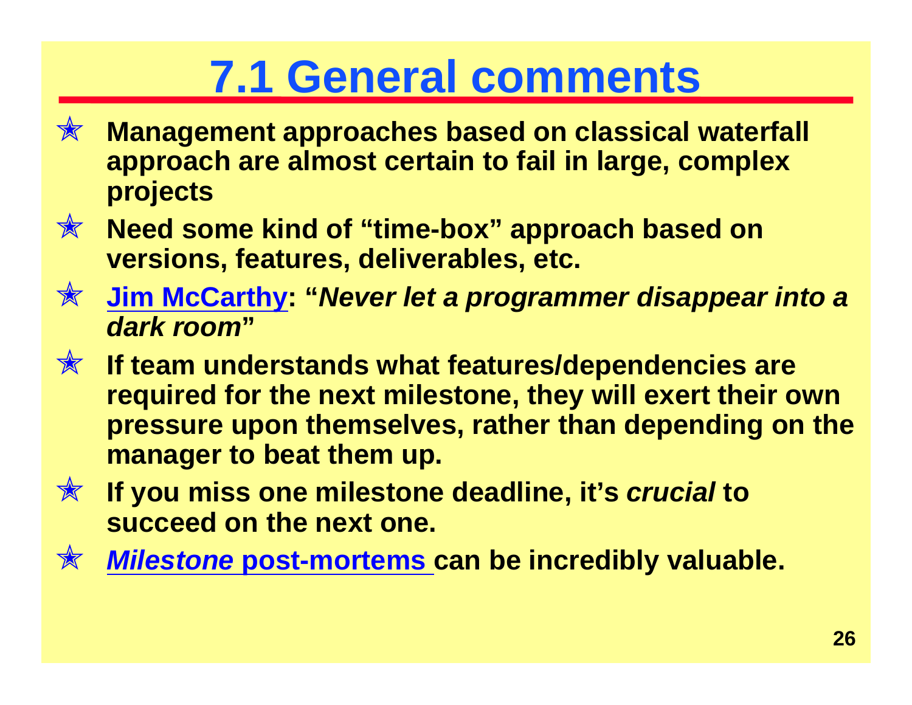# 7.1 General comments

- **Management approaches based on classical waterfall approach are almost certain to fail in large, complex projects**
- **Need some kind of "time-box" approach based on versions, features, deliverables, etc.**
- **Jim McCarthy: "*Never let a programmer disappear into a dark room*"**
- **If team understands what features/dependencies are required for the next milestone, they will exert their own pressure upon themselves, rather than depending on the manager to beat them up.**
- **If you miss one milestone deadline, it's *crucial* to succeed on the next one.**
- ***Milestone* post-mortems can be incredibly valuable.**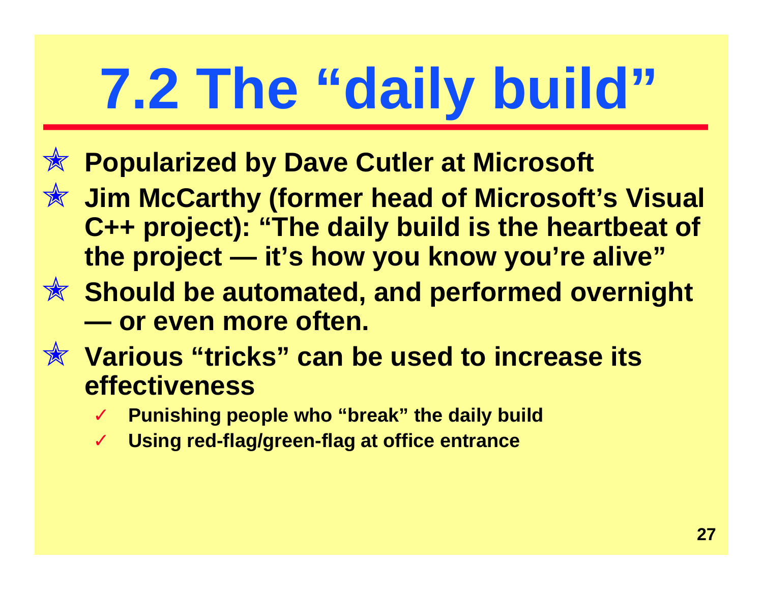# 7.2 The "daily build"

- **Popularized by Dave Cutler at Microsoft**
- **Jim McCarthy (former head of Microsoft's Visual C++ project): "The daily build is the heartbeat of the project — it's how you know you're alive"**
- **Should be automated, and performed overnight — or even more often.**
- **Various "tricks" can be used to increase its effectiveness**
  - ✓ **Punishing people who "break" the daily build**
  - ✓ **Using red-flag/green-flag at office entrance**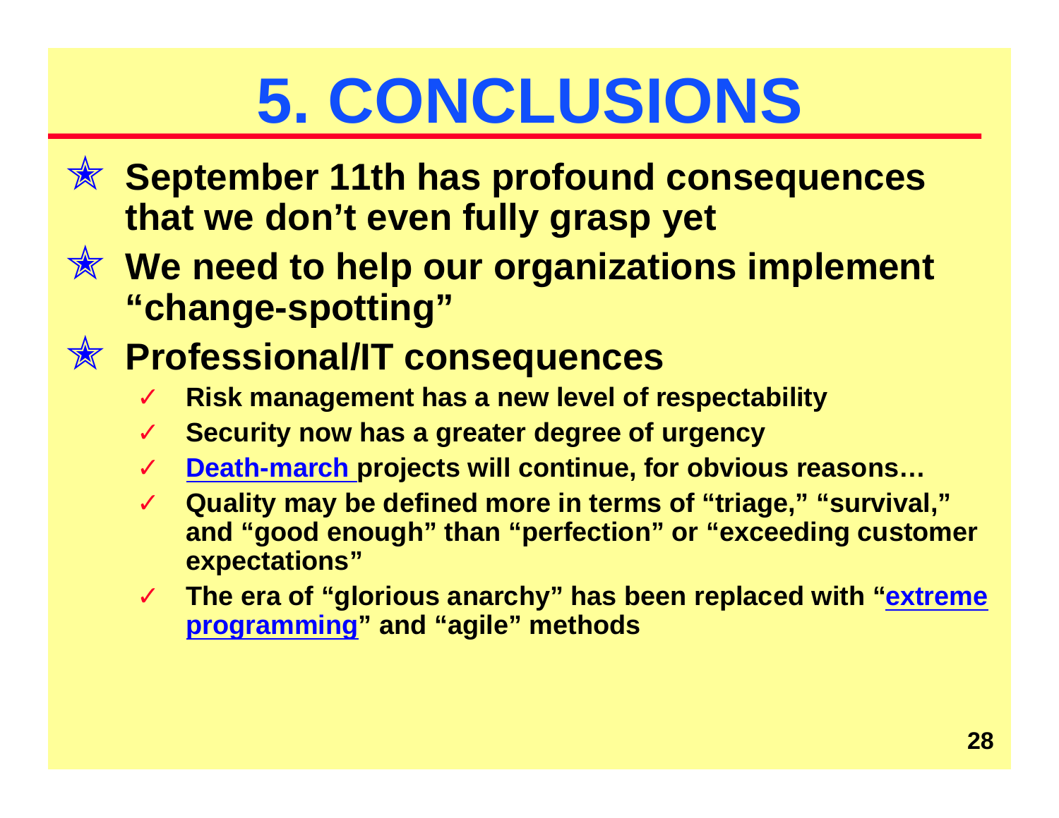# 5. CONCLUSIONS

- **September 11th has profound consequences that we don't even fully grasp yet**
- **We need to help our organizations implement "change-spotting"**
- **Professional/IT consequences**
  - **Risk management has a new level of respectability**
  - **Security now has a greater degree of urgency**
  - **Death-march projects will continue, for obvious reasons…**
  - **Quality may be defined more in terms of "triage," "survival," and "good enough" than "perfection" or "exceeding customer expectations"**
  - **The era of "glorious anarchy" has been replaced with "extreme programming" and "agile" methods**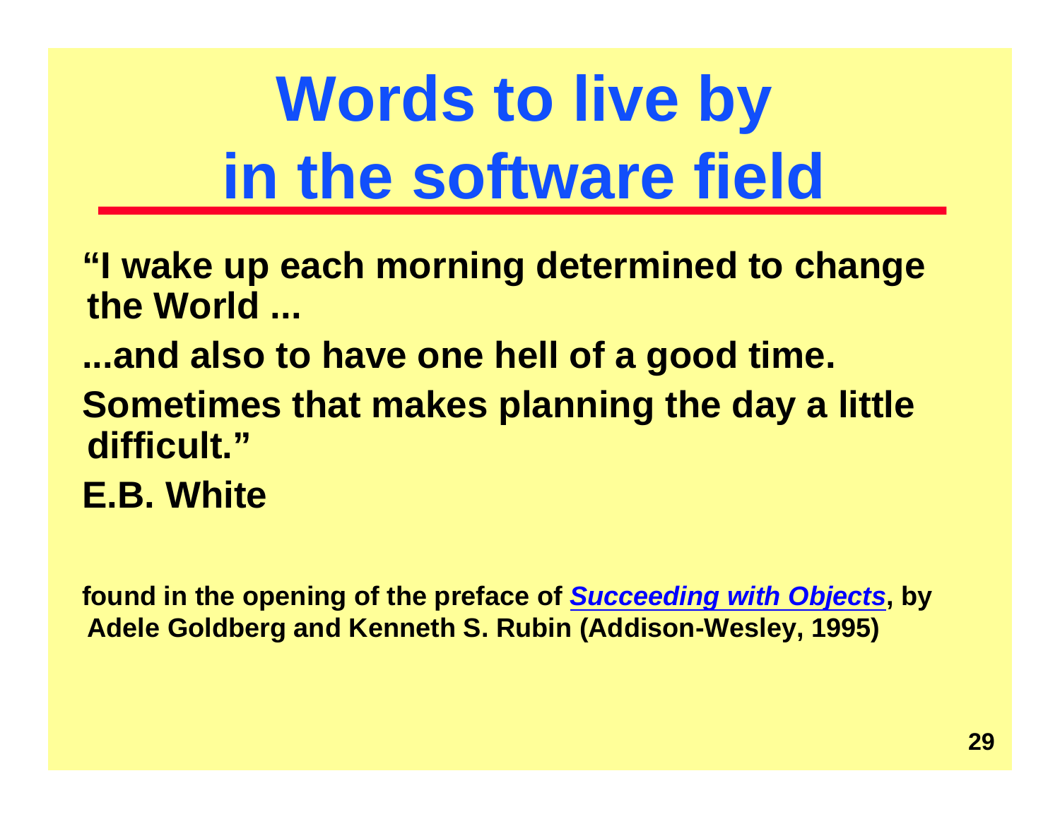# Words to live by in the software field

**"I wake up each morning determined to change the World ...**

**...and also to have one hell of a good time.**

**Sometimes that makes planning the day a little difficult."**

**E.B. White**

**found in the opening of the preface of *Succeeding with Objects*, by Adele Goldberg and Kenneth S. Rubin (Addison-Wesley, 1995)**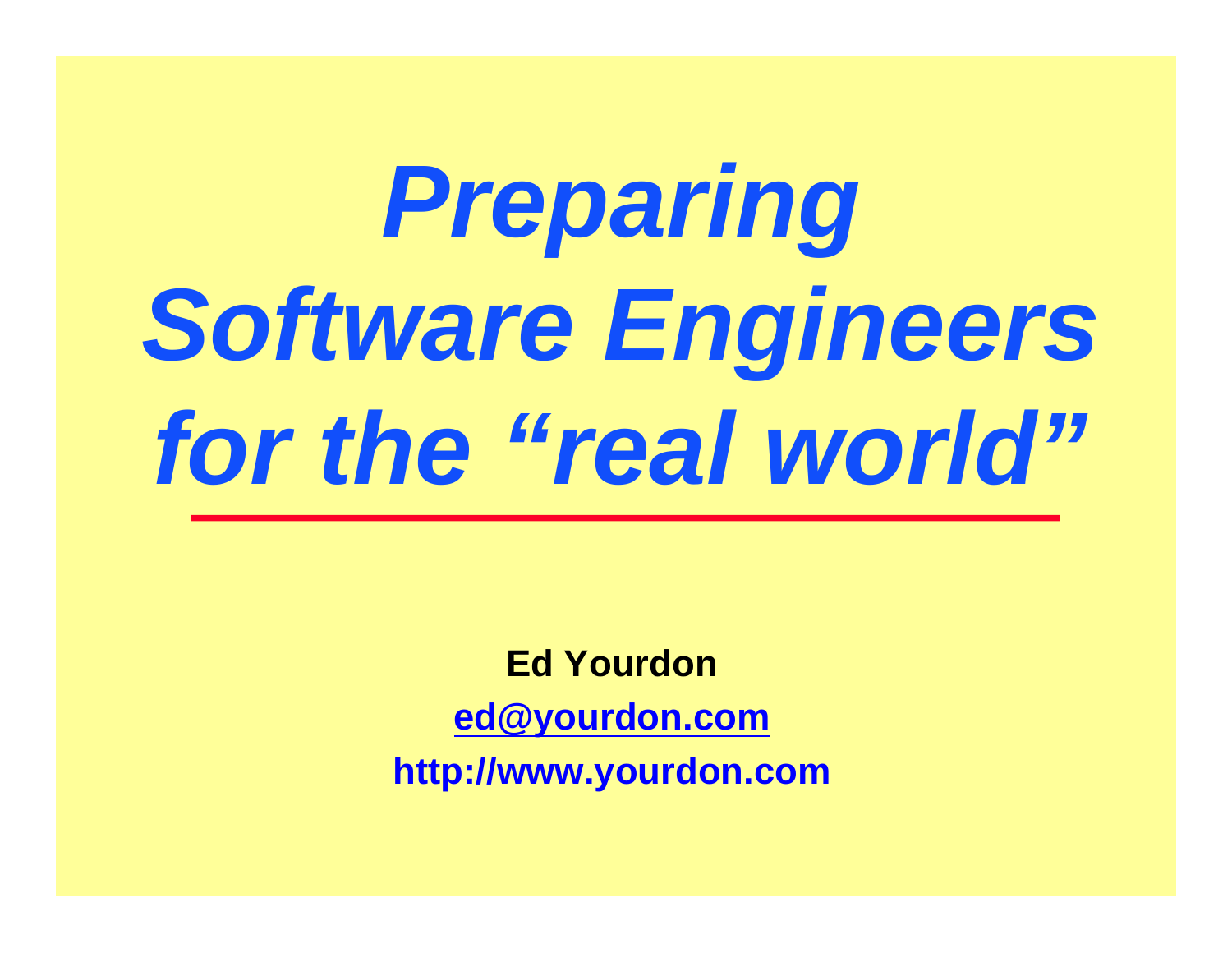# *Preparing Software Engineers for the "real world"*

**Ed Yourdon**

**ed@yourdon.com**

**http://www.yourdon.com**